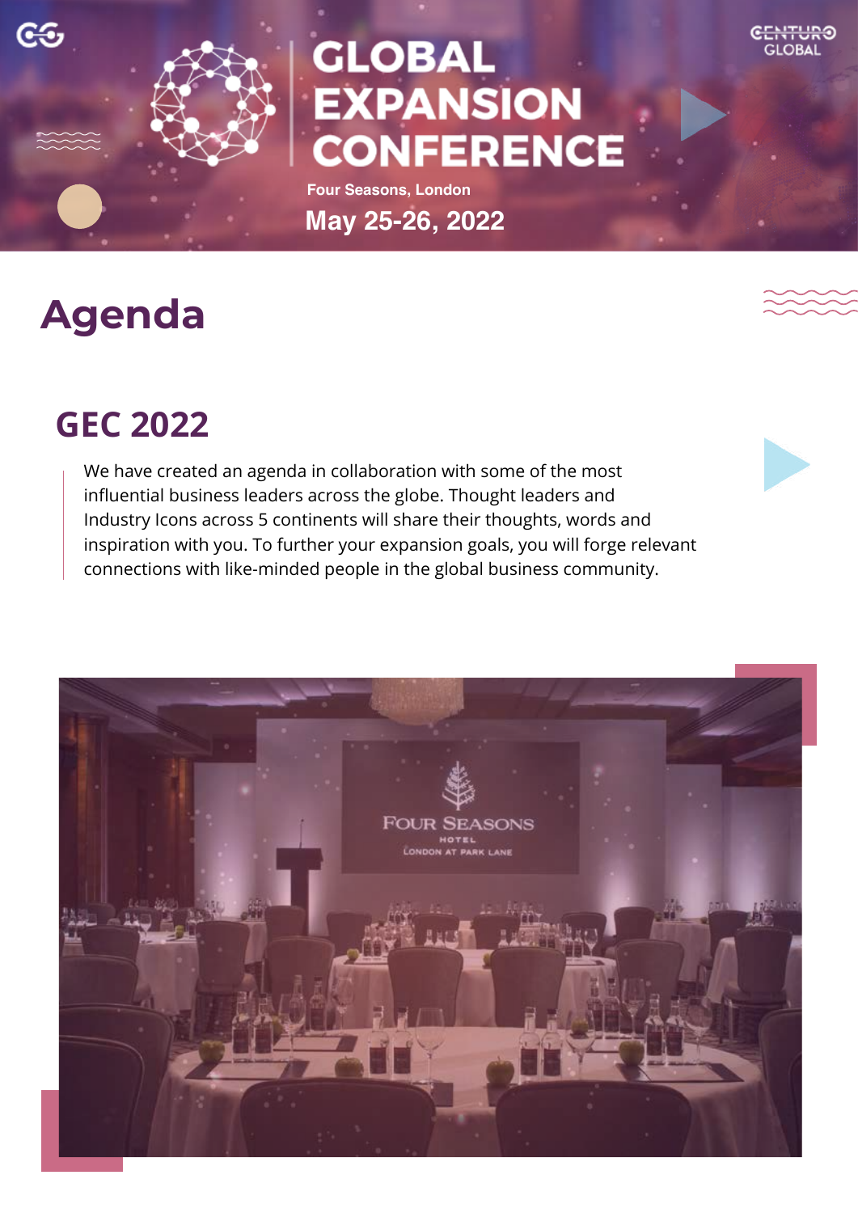# GLOBAL EXPANSION CONFERENCE

Four Seasons, London

**May 25-26, 2022**

# Agenda

## GEC 2022

We have created an agenda in collaboration with some of the most influential business leaders across the globe. Thought leaders and Industry Icons across 5 continents will share their thoughts, words and inspiration with you. To further your expansion goals, you will forge relevant connections with like-minded people in the global business community.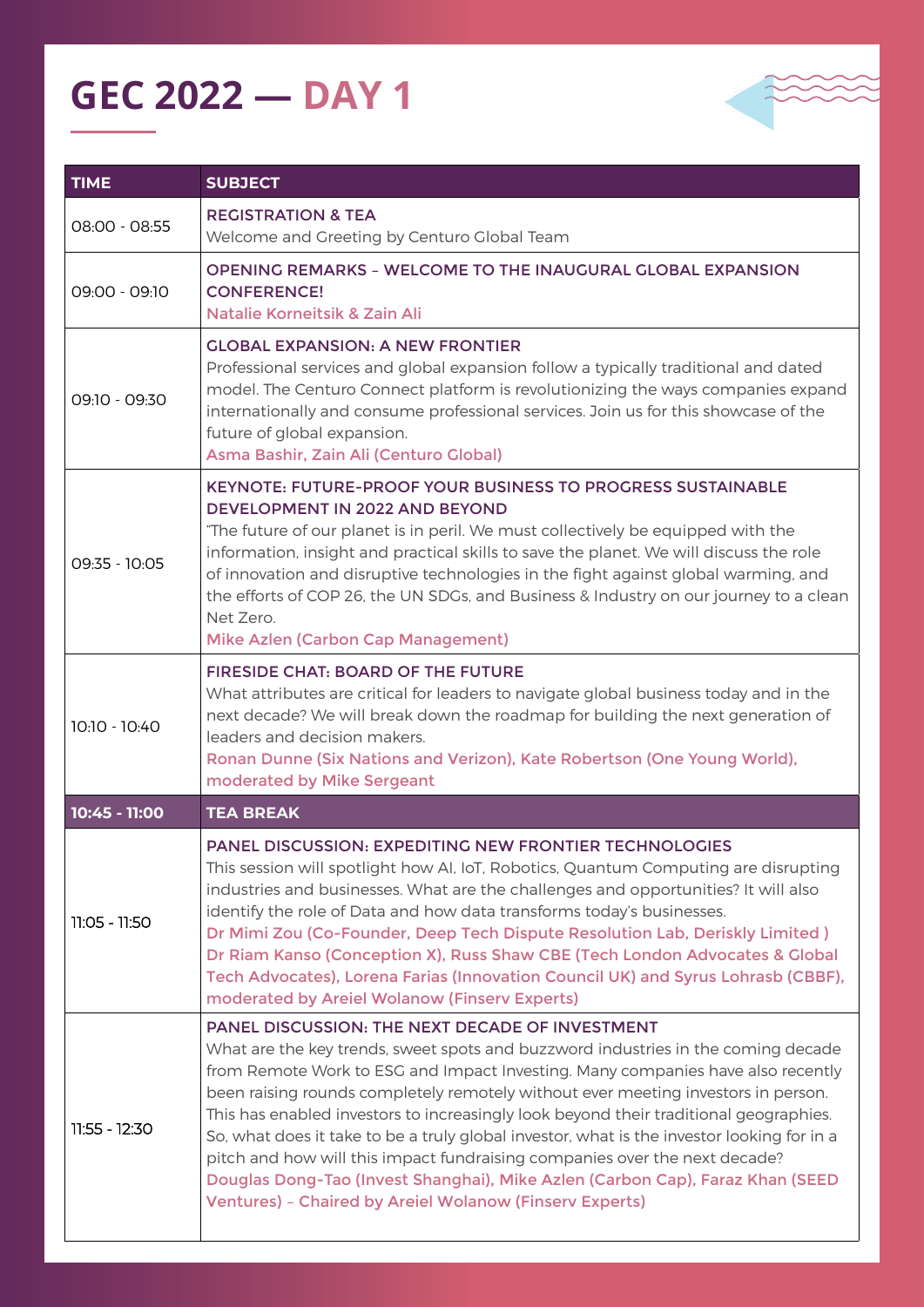# GEC 2022 — DAY 1

| TIME | SUBJECT |
|---|---|
| 08:00 - 08:55 | REGISTRATION & TEA<br>Welcome and Greeting by Centuro Global Team |
| 09:00 - 09:10 | OPENING REMARKS – WELCOME TO THE INAUGURAL GLOBAL EXPANSION CONFERENCE!<br>Natalie Korneitsik & Zain Ali |
| 09:10 - 09:30 | GLOBAL EXPANSION: A NEW FRONTIER<br>Professional services and global expansion follow a typically traditional and dated model. The Centuro Connect platform is revolutionizing the ways companies expand internationally and consume professional services. Join us for this showcase of the future of global expansion.<br>Asma Bashir, Zain Ali (Centuro Global) |
| 09:35 - 10:05 | KEYNOTE: FUTURE-PROOF YOUR BUSINESS TO PROGRESS SUSTAINABLE DEVELOPMENT IN 2022 AND BEYOND<br>"The future of our planet is in peril. We must collectively be equipped with the information, insight and practical skills to save the planet. We will discuss the role of innovation and disruptive technologies in the fight against global warming, and the efforts of COP 26, the UN SDGs, and Business & Industry on our journey to a clean Net Zero.<br>Mike Azlen (Carbon Cap Management) |
| 10:10 - 10:40 | FIRESIDE CHAT: BOARD OF THE FUTURE<br>What attributes are critical for leaders to navigate global business today and in the next decade? We will break down the roadmap for building the next generation of leaders and decision makers.<br>Ronan Dunne (Six Nations and Verizon), Kate Robertson (One Young World), moderated by Mike Sergeant |
| **10:45 - 11:00** | **TEA BREAK** |
| 11:05 - 11:50 | PANEL DISCUSSION: EXPEDITING NEW FRONTIER TECHNOLOGIES<br>This session will spotlight how AI, IoT, Robotics, Quantum Computing are disrupting industries and businesses. What are the challenges and opportunities? It will also identify the role of Data and how data transforms today's businesses.<br>Dr Mimi Zou (Co-Founder, Deep Tech Dispute Resolution Lab, Deriskly Limited ) Dr Riam Kanso (Conception X), Russ Shaw CBE (Tech London Advocates & Global Tech Advocates), Lorena Farias (Innovation Council UK) and Syrus Lohrasb (CBBF), moderated by Areiel Wolanow (Finserv Experts) |
| 11:55 - 12:30 | PANEL DISCUSSION: THE NEXT DECADE OF INVESTMENT<br>What are the key trends, sweet spots and buzzword industries in the coming decade from Remote Work to ESG and Impact Investing. Many companies have also recently been raising rounds completely remotely without ever meeting investors in person. This has enabled investors to increasingly look beyond their traditional geographies. So, what does it take to be a truly global investor, what is the investor looking for in a pitch and how will this impact fundraising companies over the next decade?<br>Douglas Dong-Tao (Invest Shanghai), Mike Azlen (Carbon Cap), Faraz Khan (SEED Ventures) – Chaired by Areiel Wolanow (Finserv Experts) |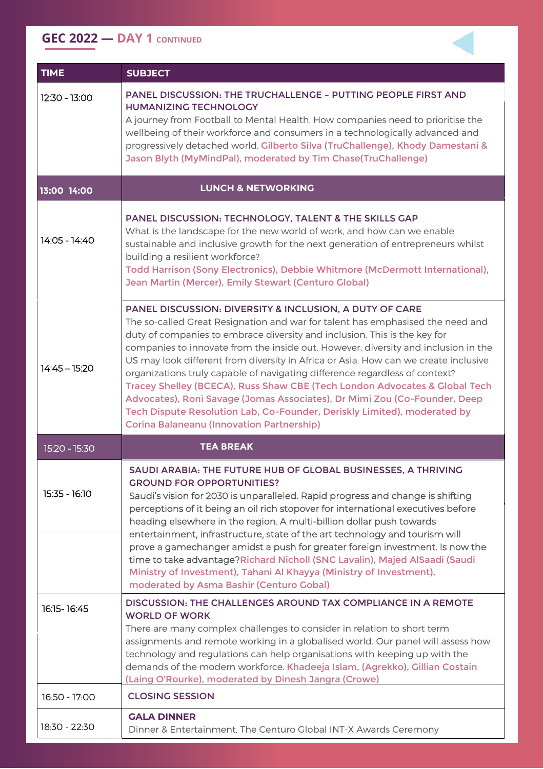## GEC 2022 — DAY 1 CONTINUED

| TIME | SUBJECT |
|---|---|
| 12:30 - 13:00 | **PANEL DISCUSSION: THE TRUCHALLENGE – PUTTING PEOPLE FIRST AND HUMANIZING TECHNOLOGY**<br>A journey from Football to Mental Health. How companies need to prioritise the wellbeing of their workforce and consumers in a technologically advanced and progressively detached world. Gilberto Silva (TruChallenge), Khody Damestani & Jason Blyth (MyMindPal), moderated by Tim Chase(TruChallenge) |
| 13:00 14:00 | **LUNCH & NETWORKING** |
| 14:05 - 14:40 | **PANEL DISCUSSION: TECHNOLOGY, TALENT & THE SKILLS GAP**<br>What is the landscape for the new world of work, and how can we enable sustainable and inclusive growth for the next generation of entrepreneurs whilst building a resilient workforce?<br>Todd Harrison (Sony Electronics), Debbie Whitmore (McDermott International), Jean Martin (Mercer), Emily Stewart (Centuro Global) |
| 14:45 – 15:20 | **PANEL DISCUSSION: DIVERSITY & INCLUSION, A DUTY OF CARE**<br>The so-called Great Resignation and war for talent has emphasised the need and duty of companies to embrace diversity and inclusion. This is the key for companies to innovate from the inside out. However, diversity and inclusion in the US may look different from diversity in Africa or Asia. How can we create inclusive organizations truly capable of navigating difference regardless of context?<br>Tracey Shelley (BCECA), Russ Shaw CBE (Tech London Advocates & Global Tech Advocates), Roni Savage (Jomas Associates), Dr Mimi Zou (Co-Founder, Deep Tech Dispute Resolution Lab, Co-Founder, Deriskly Limited), moderated by Corina Balaneanu (Innovation Partnership) |
| 15:20 - 15:30 | **TEA BREAK** |
| 15:35 - 16:10 | **SAUDI ARABIA: THE FUTURE HUB OF GLOBAL BUSINESSES, A THRIVING GROUND FOR OPPORTUNITIES?**<br>Saudi's vision for 2030 is unparalleled. Rapid progress and change is shifting perceptions of it being an oil rich stopover for international executives before heading elsewhere in the region. A multi-billion dollar push towards entertainment, infrastructure, state of the art technology and tourism will prove a gamechanger amidst a push for greater foreign investment. Is now the time to take advantage?Richard Nicholl (SNC Lavalin), Majed AlSaadi (Saudi Ministry of Investment), Tahani Al Khayya (Ministry of Investment), moderated by Asma Bashir (Centuro Gobal) |
| 16:15- 16:45 | **DISCUSSION: THE CHALLENGES AROUND TAX COMPLIANCE IN A REMOTE WORLD OF WORK**<br>There are many complex challenges to consider in relation to short term assignments and remote working in a globalised world. Our panel will assess how technology and regulations can help organisations with keeping up with the demands of the modern workforce. Khadeeja Islam, (Agrekko), Gillian Costain (Laing O'Rourke), moderated by Dinesh Jangra (Crowe) |
| 16:50 - 17:00 | **CLOSING SESSION** |
| 18:30 - 22:30 | **GALA DINNER**<br>Dinner & Entertainment, The Centuro Global INT-X Awards Ceremony |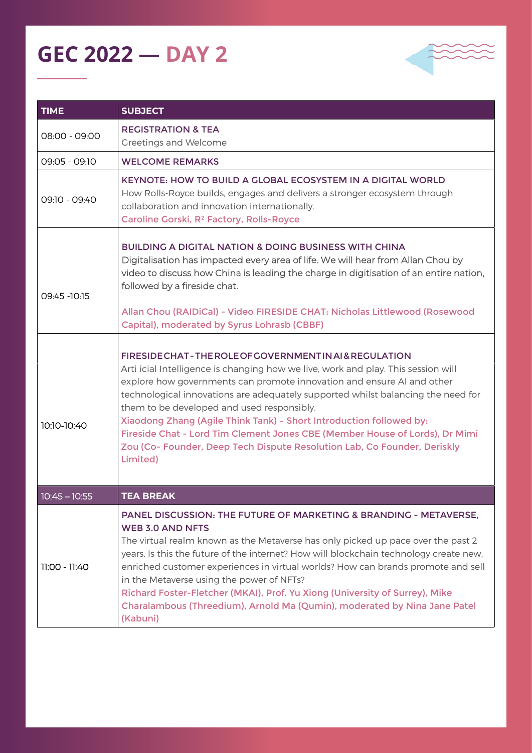# GEC 2022 — DAY 2

| TIME | SUBJECT |
|---|---|
| 08:00 - 09:00 | **REGISTRATION & TEA**<br>Greetings and Welcome |
| 09:05 - 09:10 | **WELCOME REMARKS** |
| 09:10 - 09:40 | **KEYNOTE: HOW TO BUILD A GLOBAL ECOSYSTEM IN A DIGITAL WORLD**<br>How Rolls-Royce builds, engages and delivers a stronger ecosystem through collaboration and innovation internationally.<br>Caroline Gorski, R² Factory, Rolls-Royce |
| 09:45 -10:15 | **BUILDING A DIGITAL NATION & DOING BUSINESS WITH CHINA**<br>Digitalisation has impacted every area of life. We will hear from Allan Chou by video to discuss how China is leading the charge in digitisation of an entire nation, followed by a fireside chat.<br><br>Allan Chou (RAIDiCal) - Video FIRESIDE CHAT: Nicholas Littlewood (Rosewood Capital), moderated by Syrus Lohrasb (CBBF) |
| 10:10-10:40 | **FIRESIDE CHAT - THE ROLE OF GOVERNMENT IN AI & REGULATION**<br>Arti icial Intelligence is changing how we live, work and play. This session will explore how governments can promote innovation and ensure AI and other technological innovations are adequately supported whilst balancing the need for them to be developed and used responsibly.<br>Xiaodong Zhang (Agile Think Tank) – Short Introduction followed by:<br>Fireside Chat - Lord Tim Clement Jones CBE (Member House of Lords), Dr Mimi Zou (Co- Founder, Deep Tech Dispute Resolution Lab, Co Founder, Derisk­ly Limited) |
| 10:45 – 10:55 | **TEA BREAK** |
| 11:00 - 11:40 | **PANEL DISCUSSION: THE FUTURE OF MARKETING & BRANDING - METAVERSE, WEB 3.0 AND NFTS**<br>The virtual realm known as the Metaverse has only picked up pace over the past 2 years. Is this the future of the internet? How will blockchain technology create new, enriched customer experiences in virtual worlds? How can brands promote and sell in the Metaverse using the power of NFTs?<br>Richard Foster-Fletcher (MKAI), Prof. Yu Xiong (University of Surrey), Mike Charalambous (Threedium), Arnold Ma (Qumin), moderated by Nina Jane Patel (Kabuni) |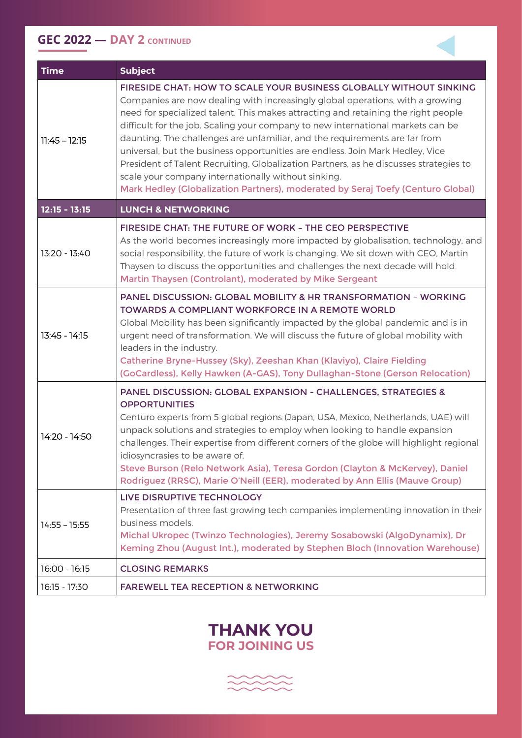## GEC 2022 — DAY 2 CONTINUED

| Time | Subject |
|---|---|
| 11:45 – 12:15 | FIRESIDE CHAT: HOW TO SCALE YOUR BUSINESS GLOBALLY WITHOUT SINKING<br>Companies are now dealing with increasingly global operations, with a growing need for specialized talent. This makes attracting and retaining the right people difficult for the job. Scaling your company to new international markets can be daunting. The challenges are unfamiliar, and the requirements are far from universal, but the business opportunities are endless. Join Mark Hedley, Vice President of Talent Recruiting, Globalization Partners, as he discusses strategies to scale your company internationally without sinking.<br>Mark Hedley (Globalization Partners), moderated by Seraj Toefy (Centuro Global) |
| 12:15 - 13:15 | LUNCH & NETWORKING |
| 13:20 - 13:40 | FIRESIDE CHAT: THE FUTURE OF WORK – THE CEO PERSPECTIVE<br>As the world becomes increasingly more impacted by globalisation, technology, and social responsibility, the future of work is changing. We sit down with CEO, Martin Thaysen to discuss the opportunities and challenges the next decade will hold.<br>Martin Thaysen (Controlant), moderated by Mike Sergeant |
| 13:45 - 14:15 | PANEL DISCUSSION: GLOBAL MOBILITY & HR TRANSFORMATION – WORKING TOWARDS A COMPLIANT WORKFORCE IN A REMOTE WORLD<br>Global Mobility has been significantly impacted by the global pandemic and is in urgent need of transformation. We will discuss the future of global mobility with leaders in the industry.<br>Catherine Bryne-Hussey (Sky), Zeeshan Khan (Klaviyo), Claire Fielding (GoCardless), Kelly Hawken (A-GAS), Tony Dullaghan-Stone (Gerson Relocation) |
| 14:20 - 14:50 | PANEL DISCUSSION: GLOBAL EXPANSION - CHALLENGES, STRATEGIES & OPPORTUNITIES<br>Centuro experts from 5 global regions (Japan, USA, Mexico, Netherlands, UAE) will unpack solutions and strategies to employ when looking to handle expansion challenges. Their expertise from different corners of the globe will highlight regional idiosyncrasies to be aware of.<br>Steve Burson (Relo Network Asia), Teresa Gordon (Clayton & McKervey), Daniel Rodriguez (RRSC), Marie O'Neill (EER), moderated by Ann Ellis (Mauve Group) |
| 14:55 – 15:55 | LIVE DISRUPTIVE TECHNOLOGY<br>Presentation of three fast growing tech companies implementing innovation in their business models.<br>Michal Ukropec (Twinzo Technologies), Jeremy Sosabowski (AlgoDynamix), Dr Keming Zhou (August Int.), moderated by Stephen Bloch (Innovation Warehouse) |
| 16:00 - 16:15 | CLOSING REMARKS |
| 16:15 - 17:30 | FAREWELL TEA RECEPTION & NETWORKING |

**THANK YOU**
**FOR JOINING US**